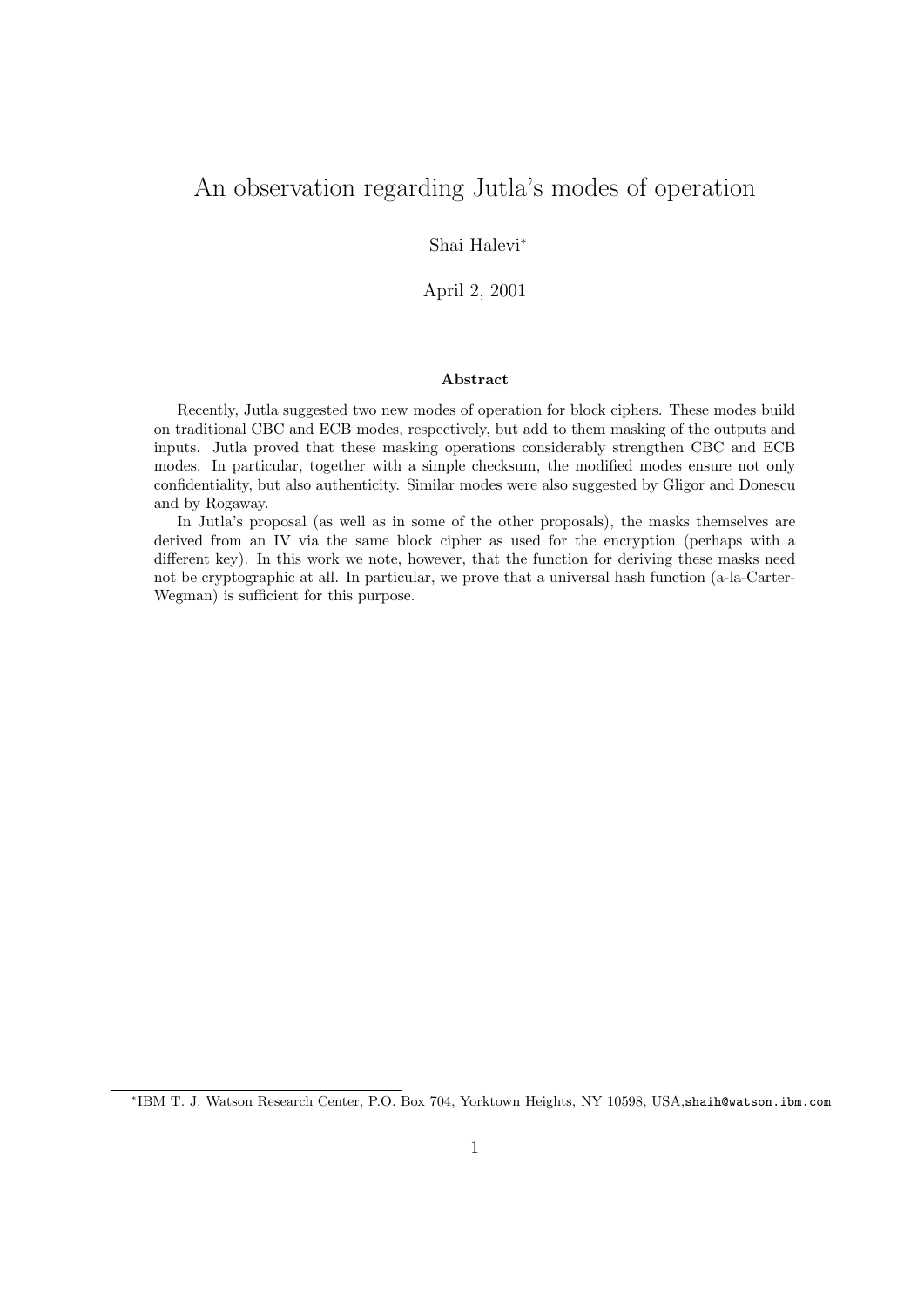# An observation regarding Jutla's modes of operation

Shai Halevi[*]

April 2, 2001

**Abstract**

Recently, Jutla suggested two new modes of operation for block ciphers. These modes build on traditional CBC and ECB modes, respectively, but add to them masking of the outputs and inputs. Jutla proved that these masking operations considerably strengthen CBC and ECB modes. In particular, together with a simple checksum, the modified modes ensure not only confidentiality, but also authenticity. Similar modes were also suggested by Gligor and Donescu and by Rogaway.

In Jutla's proposal (as well as in some of the other proposals), the masks themselves are derived from an IV via the same block cipher as used for the encryption (perhaps with a different key). In this work we note, however, that the function for deriving these masks need not be cryptographic at all. In particular, we prove that a universal hash function (a-la-Carter-Wegman) is sufficient for this purpose.

[*]IBM T. J. Watson Research Center, P.O. Box 704, Yorktown Heights, NY 10598, USA, `shaih@watson.ibm.com`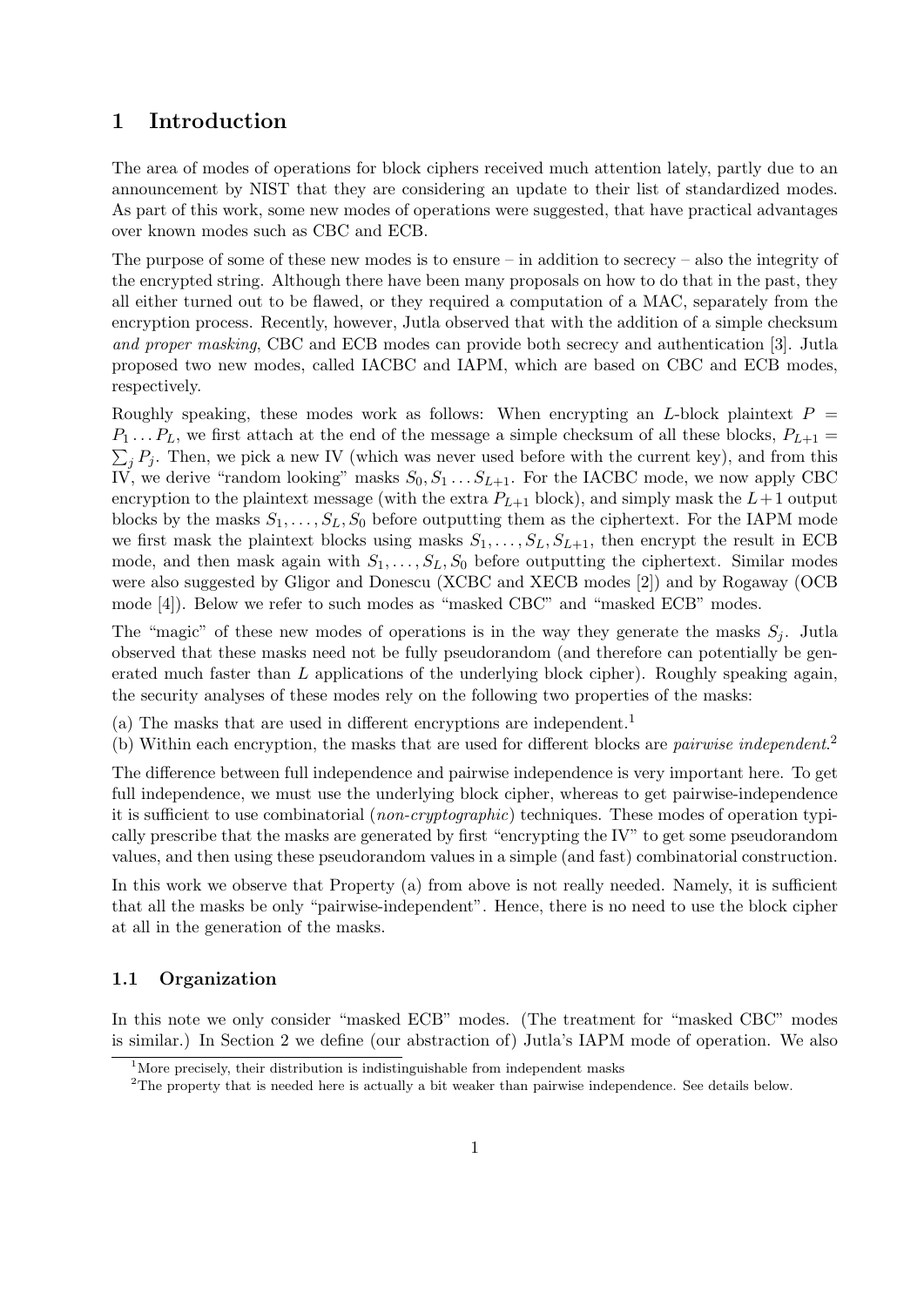# 1 Introduction

The area of modes of operations for block ciphers received much attention lately, partly due to an announcement by NIST that they are considering an update to their list of standardized modes. As part of this work, some new modes of operations were suggested, that have practical advantages over known modes such as CBC and ECB.

The purpose of some of these new modes is to ensure – in addition to secrecy – also the integrity of the encrypted string. Although there have been many proposals on how to do that in the past, they all either turned out to be flawed, or they required a computation of a MAC, separately from the encryption process. Recently, however, Jutla observed that with the addition of a simple checksum *and proper masking*, CBC and ECB modes can provide both secrecy and authentication [3]. Jutla proposed two new modes, called IACBC and IAPM, which are based on CBC and ECB modes, respectively.

Roughly speaking, these modes work as follows: When encrypting an $L$-block plaintext $P = P_1 \dots P_L$, we first attach at the end of the message a simple checksum of all these blocks, $P_{L+1} = \sum_j P_j$. Then, we pick a new IV (which was never used before with the current key), and from this IV, we derive "random looking" masks $S_0, S_1 \dots S_{L+1}$. For the IACBC mode, we now apply CBC encryption to the plaintext message (with the extra $P_{L+1}$ block), and simply mask the $L+1$ output blocks by the masks $S_1, \dots, S_L, S_0$ before outputting them as the ciphertext. For the IAPM mode we first mask the plaintext blocks using masks $S_1, \dots, S_L, S_{L+1}$, then encrypt the result in ECB mode, and then mask again with $S_1, \dots, S_L, S_0$ before outputting the ciphertext. Similar modes were also suggested by Gligor and Donescu (XCBC and XECB modes [2]) and by Rogaway (OCB mode [4]). Below we refer to such modes as "masked CBC" and "masked ECB" modes.

The "magic" of these new modes of operations is in the way they generate the masks $S_j$. Jutla observed that these masks need not be fully pseudorandom (and therefore can potentially be generated much faster than $L$ applications of the underlying block cipher). Roughly speaking again, the security analyses of these modes rely on the following two properties of the masks:

(a) The masks that are used in different encryptions are independent.[1]
(b) Within each encryption, the masks that are used for different blocks are *pairwise independent*.[2]

The difference between full independence and pairwise independence is very important here. To get full independence, we must use the underlying block cipher, whereas to get pairwise-independence it is sufficient to use combinatorial (*non-cryptographic*) techniques. These modes of operation typically prescribe that the masks are generated by first "encrypting the IV" to get some pseudorandom values, and then using these pseudorandom values in a simple (and fast) combinatorial construction.

In this work we observe that Property (a) from above is not really needed. Namely, it is sufficient that all the masks be only "pairwise-independent". Hence, there is no need to use the block cipher at all in the generation of the masks.

## 1.1 Organization

In this note we only consider "masked ECB" modes. (The treatment for "masked CBC" modes is similar.) In Section 2 we define (our abstraction of) Jutla's IAPM mode of operation. We also

[1] More precisely, their distribution is indistinguishable from independent masks

[2] The property that is needed here is actually a bit weaker than pairwise independence. See details below.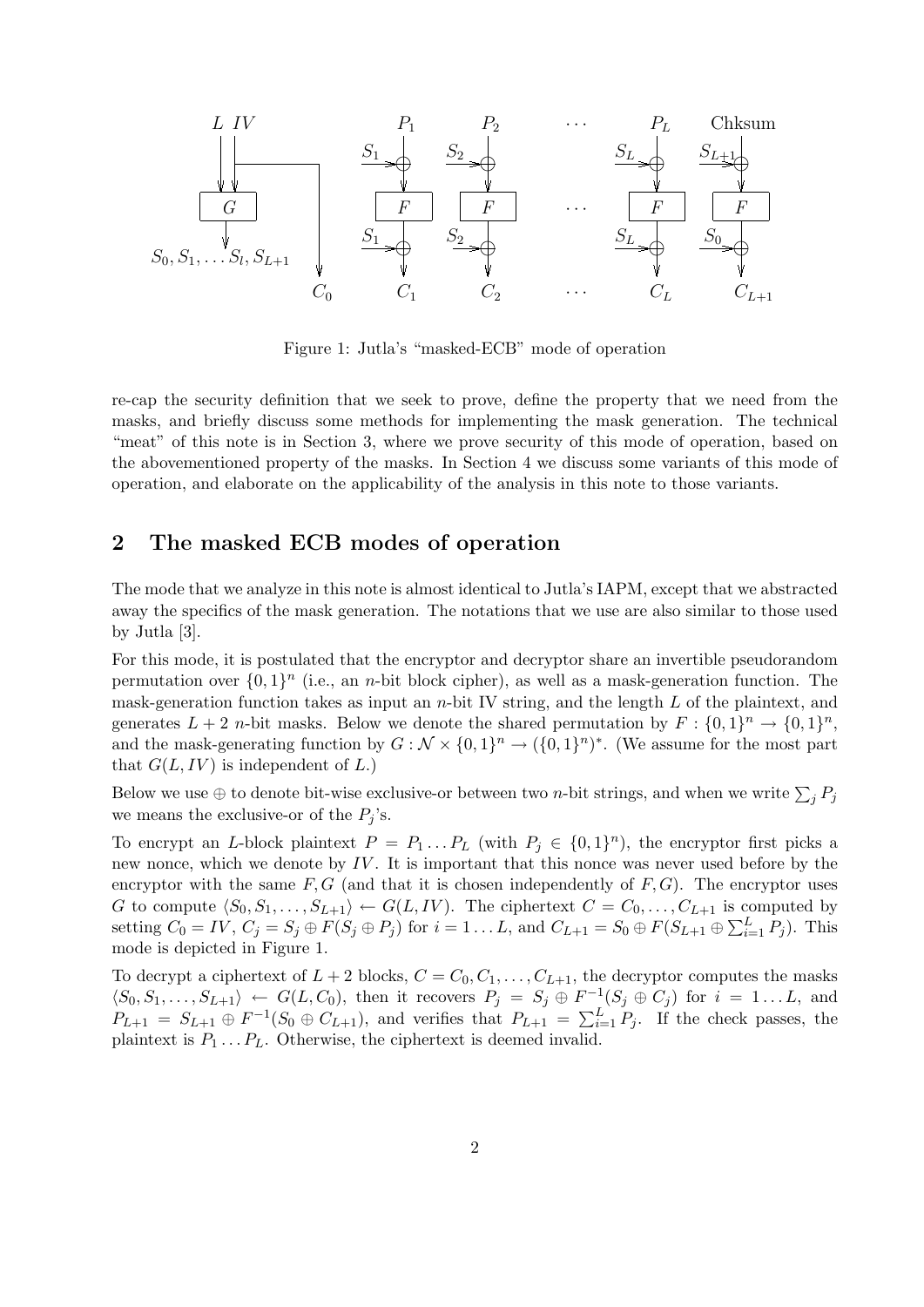Figure 1: Jutla's "masked-ECB" mode of operation

re-cap the security definition that we seek to prove, define the property that we need from the masks, and briefly discuss some methods for implementing the mask generation. The technical "meat" of this note is in Section 3, where we prove security of this mode of operation, based on the abovementioned property of the masks. In Section 4 we discuss some variants of this mode of operation, and elaborate on the applicability of the analysis in this note to those variants.

## 2 The masked ECB modes of operation

The mode that we analyze in this note is almost identical to Jutla's IAPM, except that we abstracted away the specifics of the mask generation. The notations that we use are also similar to those used by Jutla [3].

For this mode, it is postulated that the encryptor and decryptor share an invertible pseudorandom permutation over $\{0,1\}^n$ (i.e., an $n$-bit block cipher), as well as a mask-generation function. The mask-generation function takes as input an $n$-bit IV string, and the length $L$ of the plaintext, and generates $L+2$ $n$-bit masks. Below we denote the shared permutation by $F : \{0,1\}^n \to \{0,1\}^n$, and the mask-generating function by $G : \mathcal{N} \times \{0,1\}^n \to (\{0,1\}^n)^*$. (We assume for the most part that $G(L, IV)$ is independent of $L$.)

Below we use $\oplus$ to denote bit-wise exclusive-or between two $n$-bit strings, and when we write $\sum_j P_j$ we means the exclusive-or of the $P_j$'s.

To encrypt an $L$-block plaintext $P = P_1 \dots P_L$ (with $P_j \in \{0,1\}^n$), the encryptor first picks a new nonce, which we denote by $IV$. It is important that this nonce was never used before by the encryptor with the same $F, G$ (and that it is chosen independently of $F, G$). The encryptor uses $G$ to compute $\langle S_0, S_1, \dots, S_{L+1} \rangle \leftarrow G(L, IV)$. The ciphertext $C = C_0, \dots, C_{L+1}$ is computed by setting $C_0 = IV$, $C_j = S_j \oplus F(S_j \oplus P_j)$ for $i = 1 \dots L$, and $C_{L+1} = S_0 \oplus F(S_{L+1} \oplus \sum_{i=1}^{L} P_j)$. This mode is depicted in Figure 1.

To decrypt a ciphertext of $L+2$ blocks, $C = C_0, C_1, \dots, C_{L+1}$, the decryptor computes the masks $\langle S_0, S_1, \dots, S_{L+1} \rangle \leftarrow G(L, C_0)$, then it recovers $P_j = S_j \oplus F^{-1}(S_j \oplus C_j)$ for $i = 1 \dots L$, and $P_{L+1} = S_{L+1} \oplus F^{-1}(S_0 \oplus C_{L+1})$, and verifies that $P_{L+1} = \sum_{i=1}^{L} P_j$. If the check passes, the plaintext is $P_1 \dots P_L$. Otherwise, the ciphertext is deemed invalid.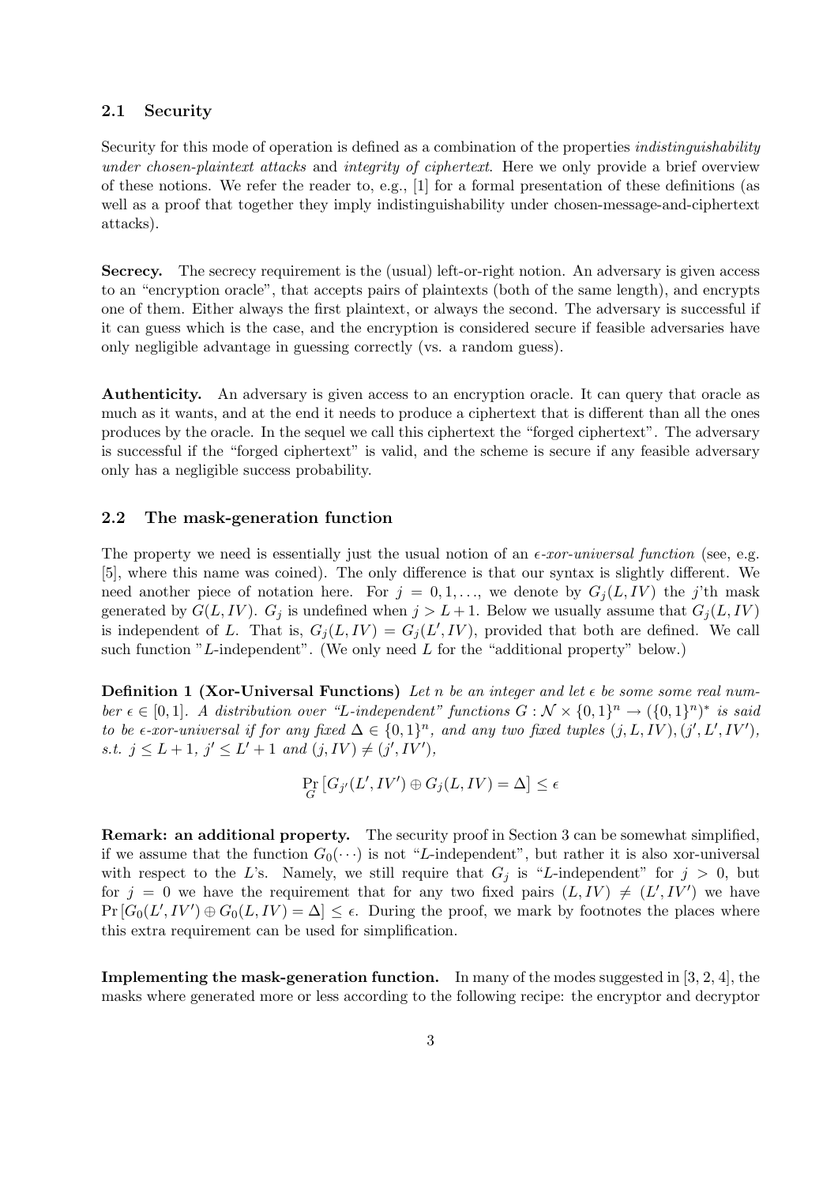### 2.1 Security

Security for this mode of operation is defined as a combination of the properties *indistinguishability under chosen-plaintext attacks* and *integrity of ciphertext*. Here we only provide a brief overview of these notions. We refer the reader to, e.g., [1] for a formal presentation of these definitions (as well as a proof that together they imply indistinguishability under chosen-message-and-ciphertext attacks).

**Secrecy.** The secrecy requirement is the (usual) left-or-right notion. An adversary is given access to an "encryption oracle", that accepts pairs of plaintexts (both of the same length), and encrypts one of them. Either always the first plaintext, or always the second. The adversary is successful if it can guess which is the case, and the encryption is considered secure if feasible adversaries have only negligible advantage in guessing correctly (vs. a random guess).

**Authenticity.** An adversary is given access to an encryption oracle. It can query that oracle as much as it wants, and at the end it needs to produce a ciphertext that is different than all the ones produces by the oracle. In the sequel we call this ciphertext the "forged ciphertext". The adversary is successful if the "forged ciphertext" is valid, and the scheme is secure if any feasible adversary only has a negligible success probability.

### 2.2 The mask-generation function

The property we need is essentially just the usual notion of an *$\epsilon$-xor-universal function* (see, e.g. [5], where this name was coined). The only difference is that our syntax is slightly different. We need another piece of notation here. For $j = 0, 1, \ldots$, we denote by $G_j(L, IV)$ the $j$'th mask generated by $G(L, IV)$. $G_j$ is undefined when $j > L + 1$. Below we usually assume that $G_j(L, IV)$ is independent of $L$. That is, $G_j(L, IV) = G_j(L', IV)$, provided that both are defined. We call such function "$L$-independent". (We only need $L$ for the "additional property" below.)

**Definition 1 (Xor-Universal Functions)** *Let $n$ be an integer and let $\epsilon$ be some some real number $\epsilon \in [0, 1]$. A distribution over "L-independent" functions $G : \mathcal{N} \times \{0,1\}^n \rightarrow (\{0,1\}^n)^*$ is said to be $\epsilon$-xor-universal if for any fixed $\Delta \in \{0,1\}^n$, and any two fixed tuples $(j, L, IV), (j', L', IV')$, s.t. $j \leq L + 1$, $j' \leq L' + 1$ and $(j, IV) \neq (j', IV')$,*

$$\Pr_G \left[ G_{j'}(L', IV') \oplus G_j(L, IV) = \Delta \right] \leq \epsilon$$

**Remark: an additional property.** The security proof in Section 3 can be somewhat simplified, if we assume that the function $G_0(\cdots)$ is not "$L$-independent", but rather it is also xor-universal with respect to the $L$'s. Namely, we still require that $G_j$ is "$L$-independent" for $j > 0$, but for $j = 0$ we have the requirement that for any two fixed pairs $(L, IV) \neq (L', IV')$ we have $\Pr[G_0(L', IV') \oplus G_0(L, IV) = \Delta] \leq \epsilon$. During the proof, we mark by footnotes the places where this extra requirement can be used for simplification.

**Implementing the mask-generation function.** In many of the modes suggested in [3, 2, 4], the masks where generated more or less according to the following recipe: the encryptor and decryptor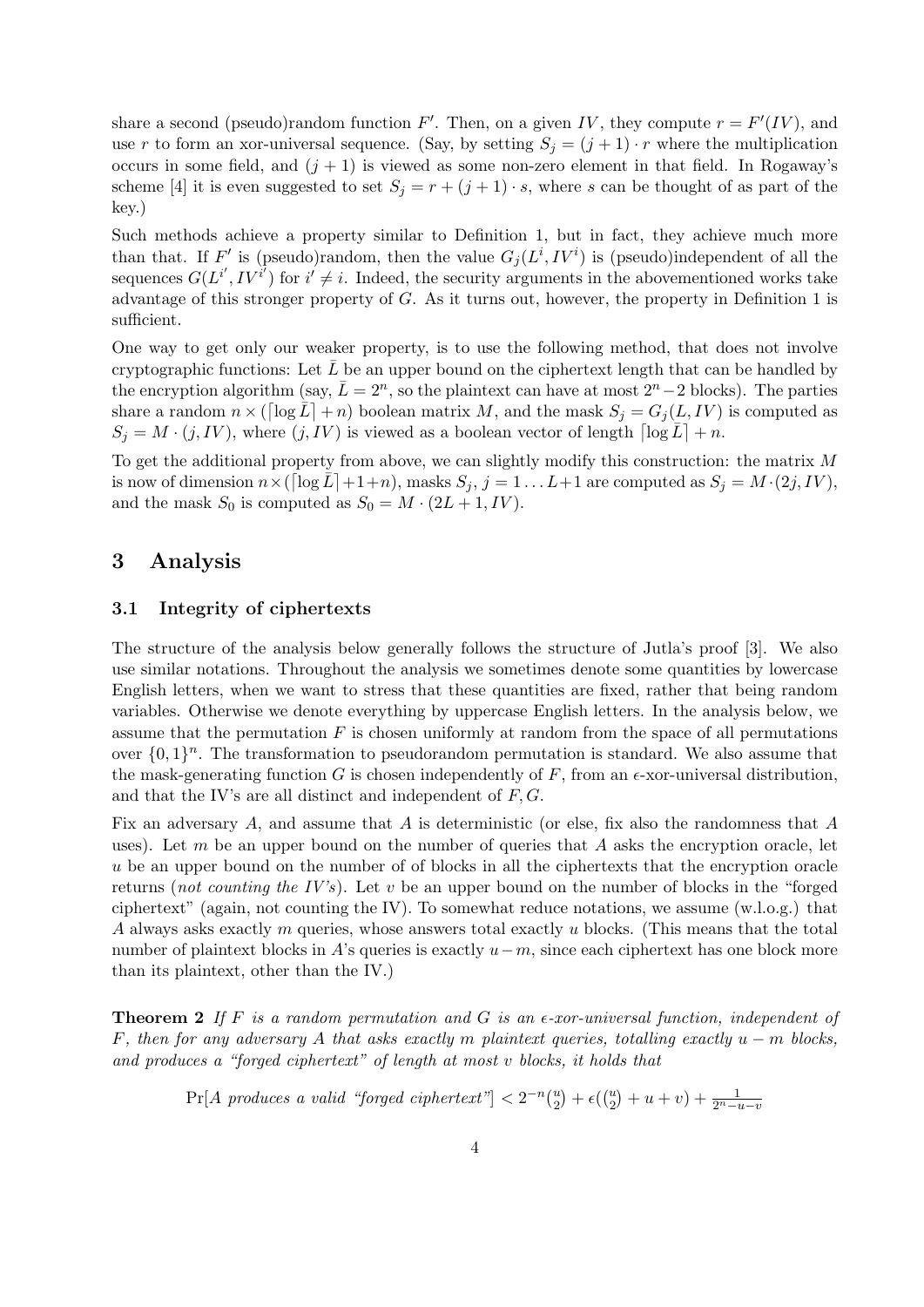share a second (pseudo)random function $F'$. Then, on a given $IV$, they compute $r = F'(IV)$, and use $r$ to form an xor-universal sequence. (Say, by setting $S_j = (j+1) \cdot r$ where the multiplication occurs in some field, and $(j+1)$ is viewed as some non-zero element in that field. In Rogaway's scheme [4] it is even suggested to set $S_j = r + (j+1) \cdot s$, where $s$ can be thought of as part of the key.)

Such methods achieve a property similar to Definition 1, but in fact, they achieve much more than that. If $F'$ is (pseudo)random, then the value $G_j(L^i, IV^i)$ is (pseudo)independent of all the sequences $G(L^{i'}, IV^{i'})$ for $i' \neq i$. Indeed, the security arguments in the abovementioned works take advantage of this stronger property of $G$. As it turns out, however, the property in Definition 1 is sufficient.

One way to get only our weaker property, is to use the following method, that does not involve cryptographic functions: Let $\bar{L}$ be an upper bound on the ciphertext length that can be handled by the encryption algorithm (say, $\bar{L} = 2^n$, so the plaintext can have at most $2^n - 2$ blocks). The parties share a random $n \times (\lceil \log \bar{L} \rceil + n)$ boolean matrix $M$, and the mask $S_j = G_j(L, IV)$ is computed as $S_j = M \cdot (j, IV)$, where $(j, IV)$ is viewed as a boolean vector of length $\lceil \log \bar{L} \rceil + n$.

To get the additional property from above, we can slightly modify this construction: the matrix $M$ is now of dimension $n \times (\lceil \log \bar{L} \rceil + 1 + n)$, masks $S_j$, $j = 1 \ldots L+1$ are computed as $S_j = M \cdot (2j, IV)$, and the mask $S_0$ is computed as $S_0 = M \cdot (2L+1, IV)$.

## 3 Analysis

### 3.1 Integrity of ciphertexts

The structure of the analysis below generally follows the structure of Jutla's proof [3]. We also use similar notations. Throughout the analysis we sometimes denote some quantities by lowercase English letters, when we want to stress that these quantities are fixed, rather that being random variables. Otherwise we denote everything by uppercase English letters. In the analysis below, we assume that the permutation $F$ is chosen uniformly at random from the space of all permutations over $\{0,1\}^n$. The transformation to pseudorandom permutation is standard. We also assume that the mask-generating function $G$ is chosen independently of $F$, from an $\epsilon$-xor-universal distribution, and that the IV's are all distinct and independent of $F, G$.

Fix an adversary $A$, and assume that $A$ is deterministic (or else, fix also the randomness that $A$ uses). Let $m$ be an upper bound on the number of queries that $A$ asks the encryption oracle, let $u$ be an upper bound on the number of of blocks in all the ciphertexts that the encryption oracle returns (*not counting the IV's*). Let $v$ be an upper bound on the number of blocks in the "forged ciphertext" (again, not counting the IV). To somewhat reduce notations, we assume (w.l.o.g.) that $A$ always asks exactly $m$ queries, whose answers total exactly $u$ blocks. (This means that the total number of plaintext blocks in $A$'s queries is exactly $u - m$, since each ciphertext has one block more than its plaintext, other than the IV.)

**Theorem 2** *If $F$ is a random permutation and $G$ is an $\epsilon$-xor-universal function, independent of $F$, then for any adversary $A$ that asks exactly $m$ plaintext queries, totalling exactly $u - m$ blocks, and produces a "forged ciphertext" of length at most $v$ blocks, it holds that*

$$\Pr[A \text{ produces a valid "forged ciphertext"}] < 2^{-n}\binom{u}{2} + \epsilon\left(\binom{u}{2} + u + v\right) + \frac{1}{2^n - u - v}$$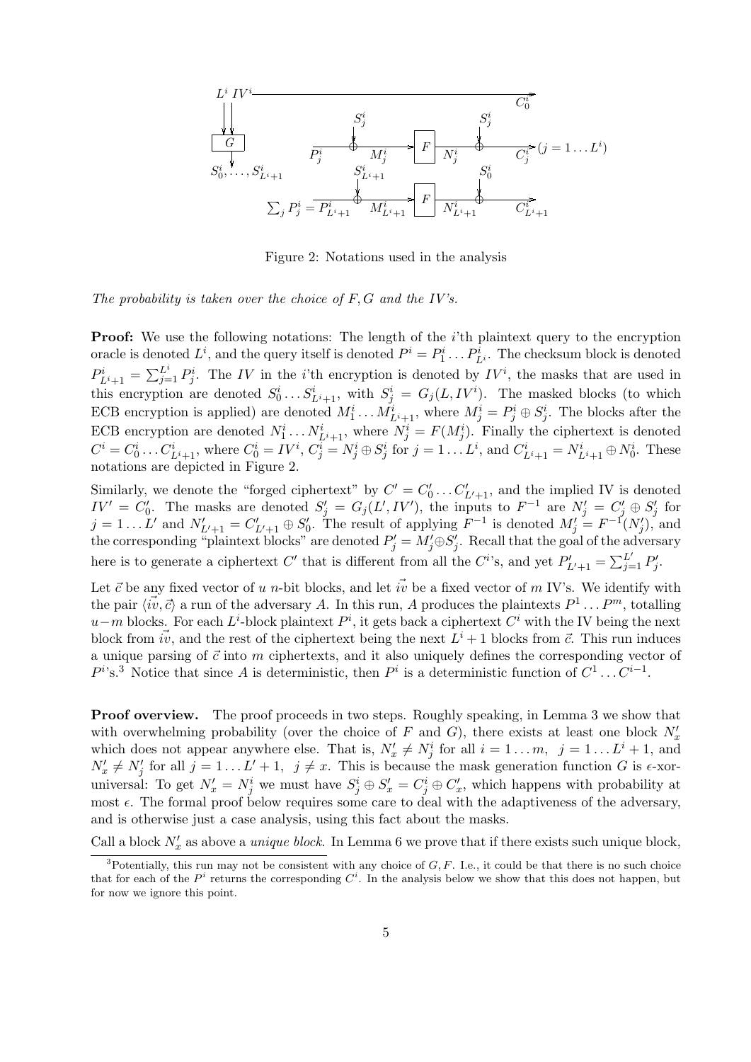Figure 2: Notations used in the analysis

*The probability is taken over the choice of $F, G$ and the IV's.*

**Proof:** We use the following notations: The length of the $i$'th plaintext query to the encryption oracle is denoted $L^i$, and the query itself is denoted $P^i = P^i_1 \dots P^i_{L^i}$. The checksum block is denoted $P^i_{L^i+1} = \sum_{j=1}^{L^i} P^i_j$. The $IV$ in the $i$'th encryption is denoted by $IV^i$, the masks that are used in this encryption are denoted $S^i_0 \dots S^i_{L^i+1}$, with $S^i_j = G_j(L, IV^i)$. The masked blocks (to which ECB encryption is applied) are denoted $M^i_1 \dots M^i_{L^i+1}$, where $M^i_j = P^i_j \oplus S^i_j$. The blocks after the ECB encryption are denoted $N^i_1 \dots N^i_{L^i+1}$, where $N^i_j = F(M^i_j)$. Finally the ciphertext is denoted $C^i = C^i_0 \dots C^i_{L^i+1}$, where $C^i_0 = IV^i$, $C^i_j = N^i_j \oplus S^i_j$ for $j = 1 \dots L^i$, and $C^i_{L^i+1} = N^i_{L^i+1} \oplus N^i_0$. These notations are depicted in Figure 2.

Similarly, we denote the "forged ciphertext" by $C' = C'_0 \dots C'_{L'+1}$, and the implied IV is denoted $IV' = C'_0$. The masks are denoted $S'_j = G_j(L', IV')$, the inputs to $F^{-1}$ are $N'_j = C'_j \oplus S'_j$ for $j = 1 \dots L'$ and $N'_{L'+1} = C'_{L'+1} \oplus S'_0$. The result of applying $F^{-1}$ is denoted $M'_j = F^{-1}(N'_j)$, and the corresponding "plaintext blocks" are denoted $P'_j = M'_j \oplus S'_j$. Recall that the goal of the adversary here is to generate a ciphertext $C'$ that is different from all the $C^i$'s, and yet $P'_{L'+1} = \sum_{j=1}^{L'} P'_j$.

Let $\vec{c}$ be any fixed vector of $u$ $n$-bit blocks, and let $\vec{iv}$ be a fixed vector of $m$ IV's. We identify with the pair $\langle \vec{iv}, \vec{c} \rangle$ a run of the adversary $A$. In this run, $A$ produces the plaintexts $P^1 \dots P^m$, totalling $u - m$ blocks. For each $L^i$-block plaintext $P^i$, it gets back a ciphertext $C^i$ with the IV being the next block from $\vec{iv}$, and the rest of the ciphertext being the next $L^i + 1$ blocks from $\vec{c}$. This run induces a unique parsing of $\vec{c}$ into $m$ ciphertexts, and it also uniquely defines the corresponding vector of $P^i$'s.[3] Notice that since $A$ is deterministic, then $P^i$ is a deterministic function of $C^1 \dots C^{i-1}$.

**Proof overview.** The proof proceeds in two steps. Roughly speaking, in Lemma 3 we show that with overwhelming probability (over the choice of $F$ and $G$), there exists at least one block $N'_x$ which does not appear anywhere else. That is, $N'_x \neq N^i_j$ for all $i = 1 \dots m$, $j = 1 \dots L^i + 1$, and $N'_x \neq N'_j$ for all $j = 1 \dots L' + 1$, $j \neq x$. This is because the mask generation function $G$ is $\epsilon$-xor-universal: To get $N'_x = N^i_j$ we must have $S^i_j \oplus S'_x = C^i_j \oplus C'_x$, which happens with probability at most $\epsilon$. The formal proof below requires some care to deal with the adaptiveness of the adversary, and is otherwise just a case analysis, using this fact about the masks.

Call a block $N'_x$ as above a *unique block*. In Lemma 6 we prove that if there exists such unique block,

[3] Potentially, this run may not be consistent with any choice of $G, F$. I.e., it could be that there is no such choice that for each of the $P^i$ returns the corresponding $C^i$. In the analysis below we show that this does not happen, but for now we ignore this point.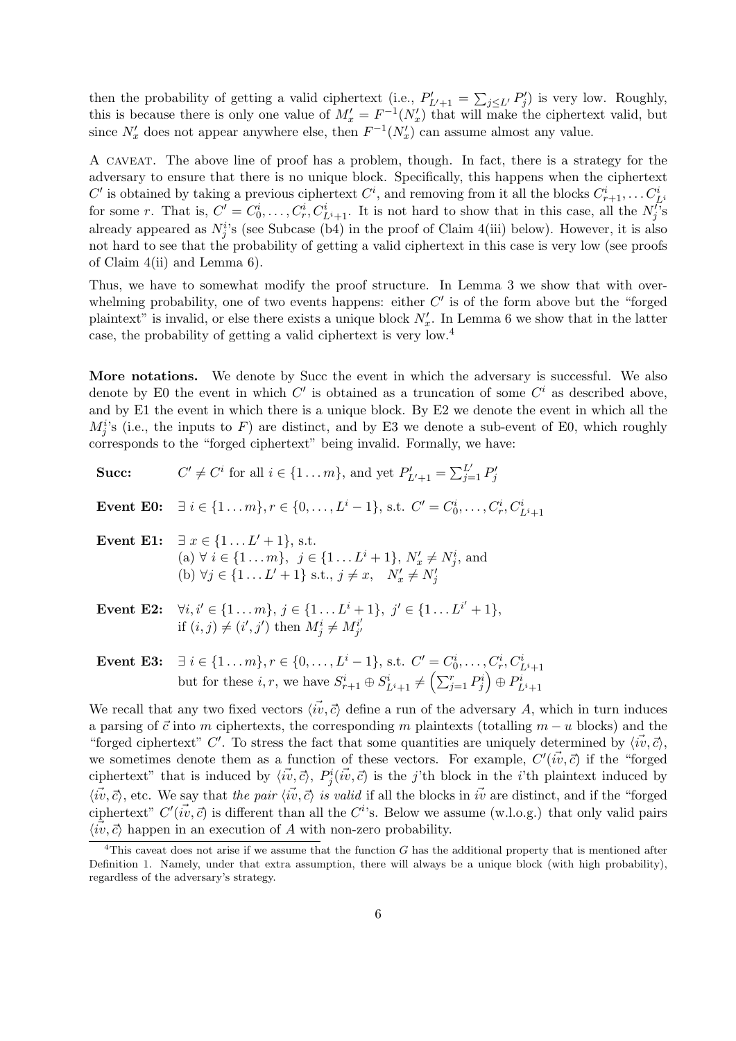then the probability of getting a valid ciphertext (i.e., $P'_{L'+1} = \sum_{j \le L'} P'_j$) is very low. Roughly, this is because there is only one value of $M'_x = F^{-1}(N'_x)$ that will make the ciphertext valid, but since $N'_x$ does not appear anywhere else, then $F^{-1}(N'_x)$ can assume almost any value.

A CAVEAT. The above line of proof has a problem, though. In fact, there is a strategy for the adversary to ensure that there is no unique block. Specifically, this happens when the ciphertext $C'$ is obtained by taking a previous ciphertext $C^i$, and removing from it all the blocks $C^i_{r+1}, \ldots C^i_{L^i}$ for some $r$. That is, $C' = C^i_0, \ldots, C^i_r, C^i_{L^i+1}$. It is not hard to show that in this case, all the $N'_j$'s already appeared as $N^i_j$'s (see Subcase (b4) in the proof of Claim 4(iii) below). However, it is also not hard to see that the probability of getting a valid ciphertext in this case is very low (see proofs of Claim 4(ii) and Lemma 6).

Thus, we have to somewhat modify the proof structure. In Lemma 3 we show that with overwhelming probability, one of two events happens: either $C'$ is of the form above but the "forged plaintext" is invalid, or else there exists a unique block $N'_x$. In Lemma 6 we show that in the latter case, the probability of getting a valid ciphertext is very low.[4]

**More notations.** We denote by Succ the event in which the adversary is successful. We also denote by E0 the event in which $C'$ is obtained as a truncation of some $C^i$ as described above, and by E1 the event in which there is a unique block. By E2 we denote the event in which all the $M^i_j$'s (i.e., the inputs to $F$) are distinct, and by E3 we denote a sub-event of E0, which roughly corresponds to the "forged ciphertext" being invalid. Formally, we have:

**Succ:** $C' \ne C^i$ for all $i \in \{1 \ldots m\}$, and yet $P'_{L'+1} = \sum_{j=1}^{L'} P'_j$

**Event E0:** $\exists\, i \in \{1 \ldots m\}, r \in \{0, \ldots, L^i - 1\}$, s.t. $C' = C^i_0, \ldots, C^i_r, C^i_{L^i+1}$

**Event E1:** $\exists\, x \in \{1 \ldots L' + 1\}$, s.t.
(a) $\forall\, i \in \{1 \ldots m\},\ j \in \{1 \ldots L^i + 1\}$, $N'_x \ne N^i_j$, and
(b) $\forall j \in \{1 \ldots L' + 1\}$ s.t., $j \ne x$, $\quad N'_x \ne N'_j$

**Event E2:** $\forall i, i' \in \{1 \ldots m\},\ j \in \{1 \ldots L^i + 1\},\ j' \in \{1 \ldots L^{i'} + 1\}$,
if $(i, j) \ne (i', j')$ then $M^i_j \ne M^{i'}_{j'}$

**Event E3:** $\exists\, i \in \{1 \ldots m\}, r \in \{0, \ldots, L^i - 1\}$, s.t. $C' = C^i_0, \ldots, C^i_r, C^i_{L^i+1}$
but for these $i, r$, we have $S^i_{r+1} \oplus S^i_{L^i+1} \ne \left(\sum_{j=1}^{r} P^i_j\right) \oplus P^i_{L^i+1}$

We recall that any two fixed vectors $\langle \vec{iv}, \vec{c} \rangle$ define a run of the adversary $A$, which in turn induces a parsing of $\vec{c}$ into $m$ ciphertexts, the corresponding $m$ plaintexts (totalling $m - u$ blocks) and the "forged ciphertext" $C'$. To stress the fact that some quantities are uniquely determined by $\langle \vec{iv}, \vec{c} \rangle$, we sometimes denote them as a function of these vectors. For example, $C'(\vec{iv}, \vec{c})$ if the "forged ciphertext" that is induced by $\langle \vec{iv}, \vec{c} \rangle$, $P^i_j(\vec{iv}, \vec{c})$ is the $j$'th block in the $i$'th plaintext induced by $\langle \vec{iv}, \vec{c} \rangle$, etc. We say that *the pair* $\langle \vec{iv}, \vec{c} \rangle$ *is valid* if all the blocks in $\vec{iv}$ are distinct, and if the "forged ciphertext" $C'(\vec{iv}, \vec{c})$ is different than all the $C^i$'s. Below we assume (w.l.o.g.) that only valid pairs $\langle \vec{iv}, \vec{c} \rangle$ happen in an execution of $A$ with non-zero probability.

[4] This caveat does not arise if we assume that the function $G$ has the additional property that is mentioned after Definition 1. Namely, under that extra assumption, there will always be a unique block (with high probability), regardless of the adversary's strategy.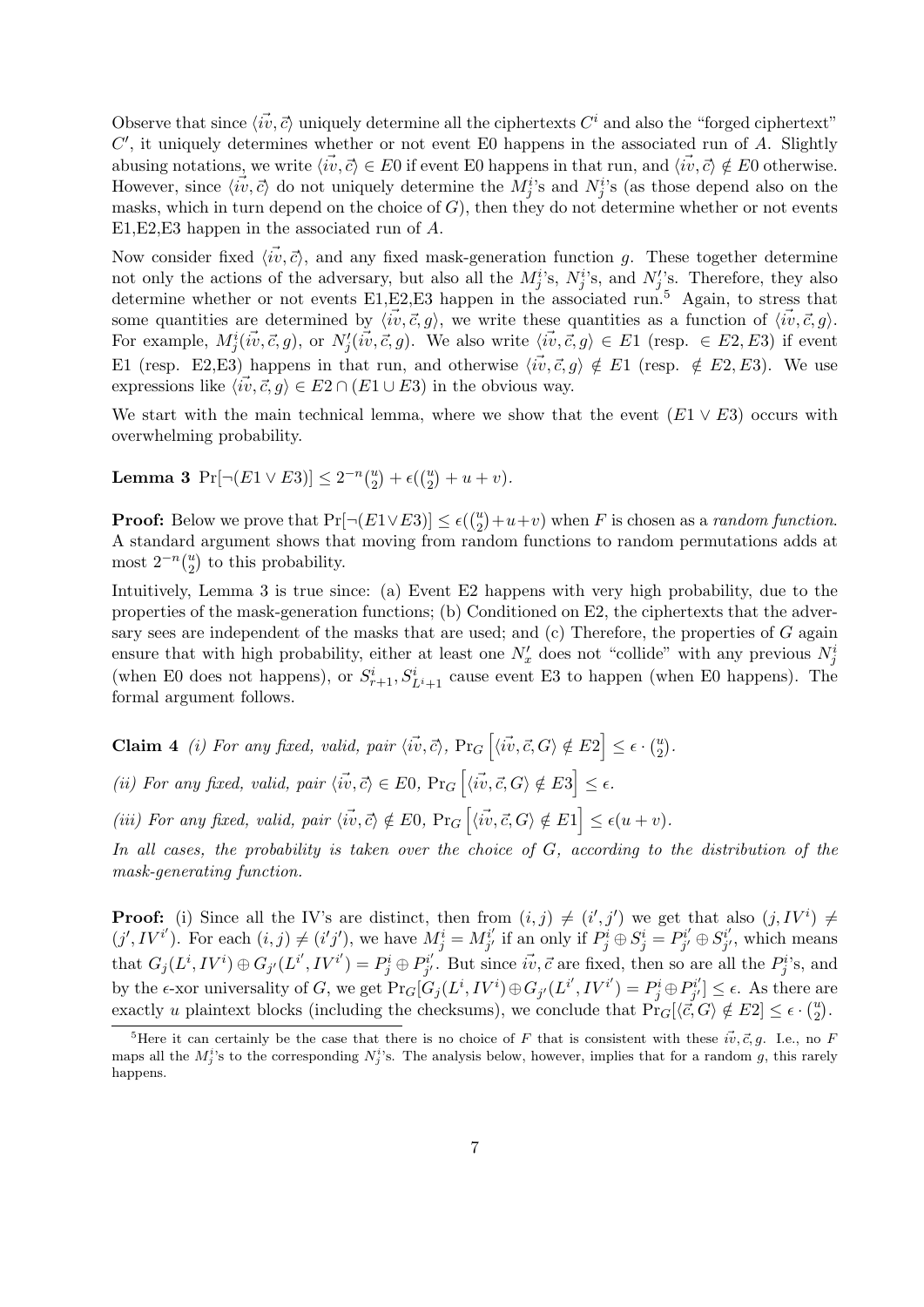Observe that since $\langle \vec{iv}, \vec{c} \rangle$ uniquely determine all the ciphertexts $C^i$ and also the "forged ciphertext" $C'$, it uniquely determines whether or not event E0 happens in the associated run of $A$. Slightly abusing notations, we write $\langle \vec{iv}, \vec{c} \rangle \in E0$ if event E0 happens in that run, and $\langle \vec{iv}, \vec{c} \rangle \notin E0$ otherwise. However, since $\langle \vec{iv}, \vec{c} \rangle$ do not uniquely determine the $M^i_j$'s and $N^i_j$'s (as those depend also on the masks, which in turn depend on the choice of $G$), then they do not determine whether or not events E1,E2,E3 happen in the associated run of $A$.

Now consider fixed $\langle \vec{iv}, \vec{c} \rangle$, and any fixed mask-generation function $g$. These together determine not only the actions of the adversary, but also all the $M^i_j$'s, $N^i_j$'s, and $N'_j$'s. Therefore, they also determine whether or not events E1,E2,E3 happen in the associated run.[5] Again, to stress that some quantities are determined by $\langle \vec{iv}, \vec{c}, g \rangle$, we write these quantities as a function of $\langle \vec{iv}, \vec{c}, g \rangle$. For example, $M^i_j(\vec{iv}, \vec{c}, g)$, or $N'_j(\vec{iv}, \vec{c}, g)$. We also write $\langle \vec{iv}, \vec{c}, g \rangle \in E1$ (resp. $\in E2, E3$) if event E1 (resp. E2,E3) happens in that run, and otherwise $\langle \vec{iv}, \vec{c}, g \rangle \notin E1$ (resp. $\notin E2, E3$). We use expressions like $\langle \vec{iv}, \vec{c}, g \rangle \in E2 \cap (E1 \cup E3)$ in the obvious way.

We start with the main technical lemma, where we show that the event $(E1 \vee E3)$ occurs with overwhelming probability.

**Lemma 3** $\Pr[\neg(E1 \vee E3)] \leq 2^{-n}\binom{u}{2} + \epsilon(\binom{u}{2} + u + v)$.

**Proof:** Below we prove that $\Pr[\neg(E1 \vee E3)] \leq \epsilon(\binom{u}{2} + u + v)$ when $F$ is chosen as a *random function*. A standard argument shows that moving from random functions to random permutations adds at most $2^{-n}\binom{u}{2}$ to this probability.

Intuitively, Lemma 3 is true since: (a) Event E2 happens with very high probability, due to the properties of the mask-generation functions; (b) Conditioned on E2, the ciphertexts that the adversary sees are independent of the masks that are used; and (c) Therefore, the properties of $G$ again ensure that with high probability, either at least one $N'_x$ does not "collide" with any previous $N^i_j$ (when E0 does not happens), or $S^i_{r+1}, S^i_{L^i+1}$ cause event E3 to happen (when E0 happens). The formal argument follows.

**Claim 4** *(i) For any fixed, valid, pair* $\langle \vec{iv}, \vec{c} \rangle$, $\Pr_G\left[\langle \vec{iv}, \vec{c}, G \rangle \notin E2\right] \leq \epsilon \cdot \binom{u}{2}$.

*(ii) For any fixed, valid, pair* $\langle \vec{iv}, \vec{c} \rangle \in E0$, $\Pr_G\left[\langle \vec{iv}, \vec{c}, G \rangle \notin E3\right] \leq \epsilon$.

*(iii) For any fixed, valid, pair* $\langle \vec{iv}, \vec{c} \rangle \notin E0$, $\Pr_G\left[\langle \vec{iv}, \vec{c}, G \rangle \notin E1\right] \leq \epsilon(u + v)$.

*In all cases, the probability is taken over the choice of $G$, according to the distribution of the mask-generating function.*

**Proof:** (i) Since all the IV's are distinct, then from $(i, j) \neq (i', j')$ we get that also $(j, IV^i) \neq (j', IV^{i'})$. For each $(i, j) \neq (i'j')$, we have $M^i_j = M^{i'}_{j'}$ if an only if $P^i_j \oplus S^i_j = P^{i'}_{j'} \oplus S^{i'}_{j'}$, which means that $G_j(L^i, IV^i) \oplus G_{j'}(L^{i'}, IV^{i'}) = P^i_j \oplus P^{i'}_{j'}$. But since $\vec{iv}, \vec{c}$ are fixed, then so are all the $P^i_j$'s, and by the $\epsilon$-xor universality of $G$, we get $\Pr_G[G_j(L^i, IV^i) \oplus G_{j'}(L^{i'}, IV^{i'}) = P^i_j \oplus P^{i'}_{j'}] \leq \epsilon$. As there are exactly $u$ plaintext blocks (including the checksums), we conclude that $\Pr_G[\langle \vec{c}, G \rangle \notin E2] \leq \epsilon \cdot \binom{u}{2}$.

[5] Here it can certainly be the case that there is no choice of $F$ that is consistent with these $\vec{iv}, \vec{c}, g$. I.e., no $F$ maps all the $M^i_j$'s to the corresponding $N^i_j$'s. The analysis below, however, implies that for a random $g$, this rarely happens.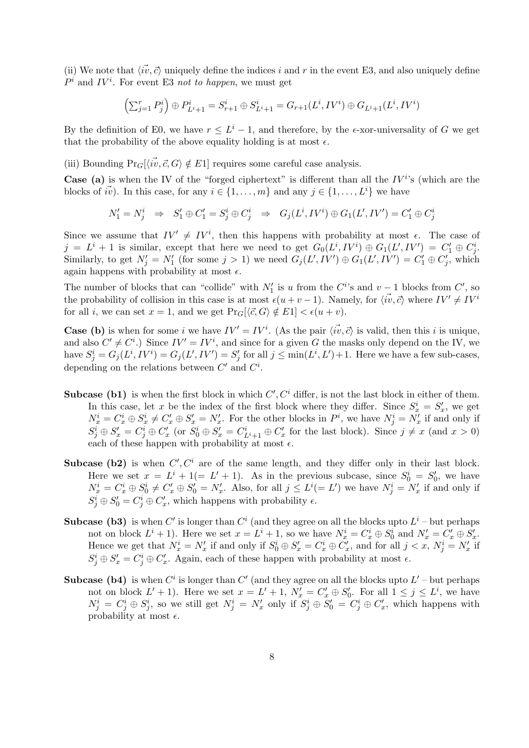(ii) We note that $\langle \vec{iv}, \vec{c} \rangle$ uniquely define the indices $i$ and $r$ in the event E3, and also uniquely define $P^i$ and $IV^i$. For event E3 *not to happen*, we must get

$$\left(\sum_{j=1}^{r} P_j^i\right) \oplus P_{L^i+1}^i = S_{r+1}^i \oplus S_{L^i+1}^i = G_{r+1}(L^i, IV^i) \oplus G_{L^i+1}(L^i, IV^i)$$

By the definition of E0, we have $r \leq L^i - 1$, and therefore, by the $\epsilon$-xor-universality of $G$ we get that the probability of the above equality holding is at most $\epsilon$.

(iii) Bounding $\Pr_G[\langle \vec{iv}, \vec{c}, G \rangle \notin E1]$ requires some careful case analysis.

**Case (a)** is when the IV of the "forged ciphertext" is different than all the $IV^i$'s (which are the blocks of $\vec{iv}$). In this case, for any $i \in \{1, \ldots, m\}$ and any $j \in \{1, \ldots, L^i\}$ we have

$$N_1' = N_j^i \;\Rightarrow\; S_1' \oplus C_1' = S_j^i \oplus C_j^i \;\Rightarrow\; G_j(L^i, IV^i) \oplus G_1(L', IV') = C_1' \oplus C_j^i$$

Since we assume that $IV' \neq IV^i$, then this happens with probability at most $\epsilon$. The case of $j = L^i + 1$ is similar, except that here we need to get $G_0(L^i, IV^i) \oplus G_1(L', IV') = C_1' \oplus C_j^i$. Similarly, to get $N_j' = N_1'$ (for some $j > 1$) we need $G_j(L', IV') \oplus G_1(L', IV') = C_1' \oplus C_j'$, which again happens with probability at most $\epsilon$.

The number of blocks that can "collide" with $N_1'$ is $u$ from the $C^i$'s and $v - 1$ blocks from $C'$, so the probability of collision in this case is at most $\epsilon(u + v - 1)$. Namely, for $\langle \vec{iv}, \vec{c} \rangle$ where $IV' \neq IV^i$ for all $i$, we can set $x = 1$, and we get $\Pr_G[\langle \vec{c}, G \rangle \notin E1] < \epsilon(u + v)$.

**Case (b)** is when for some $i$ we have $IV' = IV^i$. (As the pair $\langle \vec{iv}, \vec{c} \rangle$ is valid, then this $i$ is unique, and also $C' \neq C^i$.) Since $IV' = IV^i$, and since for a given $G$ the masks only depend on the IV, we have $S_j^i = G_j(L^i, IV^i) = G_j(L', IV') = S_j'$ for all $j \leq \min(L^i, L') + 1$. Here we have a few sub-cases, depending on the relations between $C'$ and $C^i$.

- **Subcase (b1)** is when the first block in which $C', C^i$ differ, is not the last block in either of them. In this case, let $x$ be the index of the first block where they differ. Since $S_x^i = S_x'$, we get $N_x^i = C_x^i \oplus S_x^i \neq C_x' \oplus S_x' = N_x'$. For the other blocks in $P^i$, we have $N_j^i = N_x'$ if and only if $S_j^i \oplus S_x' = C_j^i \oplus C_x'$ (or $S_0^i \oplus S_x' = C_{L^i+1}^i \oplus C_x'$ for the last block). Since $j \neq x$ (and $x > 0$) each of these happen with probability at most $\epsilon$.

- **Subcase (b2)** is when $C', C^i$ are of the same length, and they differ only in their last block. Here we set $x = L^i + 1 (= L' + 1)$. As in the previous subcase, since $S_0^i = S_0'$, we have $N_x^i = C_x^i \oplus S_0^i \neq C_x' \oplus S_0' = N_x'$. Also, for all $j \leq L^i (= L')$ we have $N_j^i = N_x'$ if and only if $S_j^i \oplus S_0' = C_j^i \oplus C_x'$, which happens with probability $\epsilon$.

- **Subcase (b3)** is when $C'$ is longer than $C^i$ (and they agree on all the blocks upto $L^i$ – but perhaps not on block $L^i + 1$). Here we set $x = L^i + 1$, so we have $N_x^i = C_x^i \oplus S_0^i$ and $N_x' = C_x' \oplus S_x'$. Hence we get that $N_x^i = N_x'$ if and only if $S_0^i \oplus S_x' = C_x^i \oplus C_x'$, and for all $j < x$, $N_j^i = N_x'$ if $S_j^i \oplus S_x' = C_j^i \oplus C_x'$. Again, each of these happen with probability at most $\epsilon$.

- **Subcase (b4)** is when $C^i$ is longer than $C'$ (and they agree on all the blocks upto $L'$ – but perhaps not on block $L' + 1$). Here we set $x = L' + 1$, $N_x' = C_x' \oplus S_0'$. For all $1 \leq j \leq L^i$, we have $N_j^i = C_j^i \oplus S_j^i$, so we still get $N_j^i = N_x'$ only if $S_j^i \oplus S_0' = C_j^i \oplus C_x'$, which happens with probability at most $\epsilon$.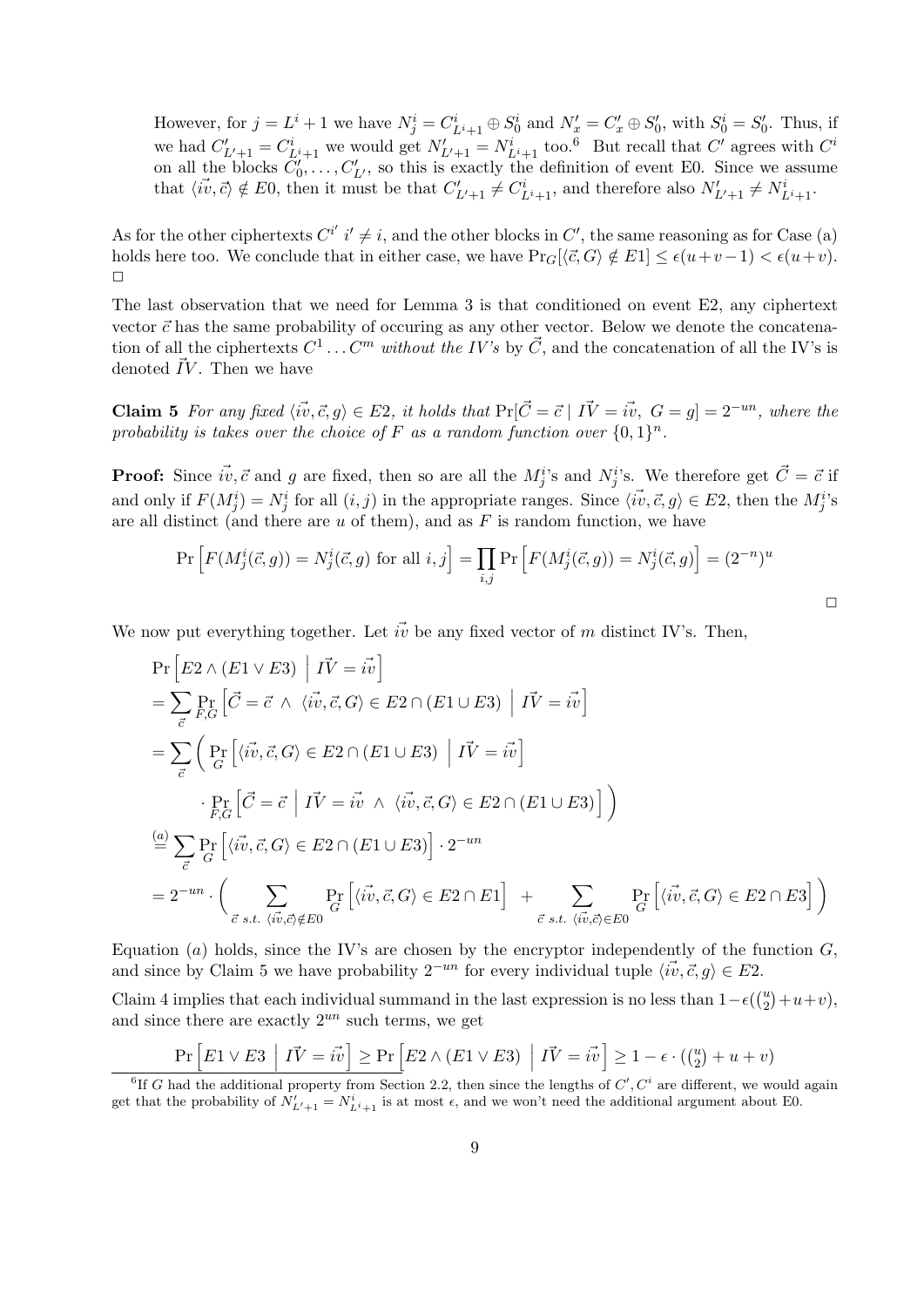However, for $j = L^i + 1$ we have $N^i_j = C^i_{L^i+1} \oplus S^i_0$ and $N'_x = C'_x \oplus S'_0$, with $S^i_0 = S'_0$. Thus, if we had $C'_{L'+1} = C^i_{L^i+1}$ we would get $N'_{L'+1} = N^i_{L^i+1}$ too.[6] But recall that $C'$ agrees with $C^i$ on all the blocks $C'_0, \ldots, C'_{L'}$, so this is exactly the definition of event E0. Since we assume that $\langle \vec{iv}, \vec{c} \rangle \notin E0$, then it must be that $C'_{L'+1} \neq C^i_{L^i+1}$, and therefore also $N'_{L'+1} \neq N^i_{L^i+1}$.

As for the other ciphertexts $C^{i'}$ $i' \neq i$, and the other blocks in $C'$, the same reasoning as for Case (a) holds here too. We conclude that in either case, we have $\Pr_G[\langle \vec{c}, G \rangle \notin E1] \leq \epsilon(u+v-1) < \epsilon(u+v)$. $\square$

The last observation that we need for Lemma 3 is that conditioned on event E2, any ciphertext vector $\vec{c}$ has the same probability of occuring as any other vector. Below we denote the concatenation of all the ciphertexts $C^1 \ldots C^m$ *without the IV's* by $\vec{C}$, and the concatenation of all the IV's is denoted $\vec{IV}$. Then we have

**Claim 5** *For any fixed $\langle \vec{iv}, \vec{c}, g \rangle \in E2$, it holds that $\Pr[\vec{C} = \vec{c} \mid \vec{IV} = \vec{iv},\ G = g] = 2^{-un}$, where the probability is takes over the choice of $F$ as a random function over $\{0,1\}^n$.*

**Proof:** Since $\vec{iv}, \vec{c}$ and $g$ are fixed, then so are all the $M^i_j$'s and $N^i_j$'s. We therefore get $\vec{C} = \vec{c}$ if and only if $F(M^i_j) = N^i_j$ for all $(i,j)$ in the appropriate ranges. Since $\langle \vec{iv}, \vec{c}, g \rangle \in E2$, then the $M^i_j$'s are all distinct (and there are $u$ of them), and as $F$ is random function, we have

$$\Pr\left[F(M^i_j(\vec{c}, g)) = N^i_j(\vec{c}, g) \text{ for all } i,j\right] = \prod_{i,j} \Pr\left[F(M^i_j(\vec{c}, g)) = N^i_j(\vec{c}, g)\right] = (2^{-n})^u$$

$\square$

We now put everything together. Let $\vec{iv}$ be any fixed vector of $m$ distinct IV's. Then,

$$\begin{aligned}
&\Pr\left[E2 \wedge (E1 \vee E3) \;\middle|\; \vec{IV} = \vec{iv}\right] \\
&= \sum_{\vec{c}} \Pr_{F,G}\left[\vec{C} = \vec{c} \;\wedge\; \langle \vec{iv}, \vec{c}, G \rangle \in E2 \cap (E1 \cup E3) \;\middle|\; \vec{IV} = \vec{iv}\right] \\
&= \sum_{\vec{c}} \Bigg( \Pr_{G}\left[\langle \vec{iv}, \vec{c}, G \rangle \in E2 \cap (E1 \cup E3) \;\middle|\; \vec{IV} = \vec{iv}\right] \\
&\qquad \cdot \Pr_{F,G}\left[\vec{C} = \vec{c} \;\middle|\; \vec{IV} = \vec{iv} \;\wedge\; \langle \vec{iv}, \vec{c}, G \rangle \in E2 \cap (E1 \cup E3)\right] \Bigg) \\
&\overset{(a)}{=} \sum_{\vec{c}} \Pr_{G}\left[\langle \vec{iv}, \vec{c}, G \rangle \in E2 \cap (E1 \cup E3)\right] \cdot 2^{-un} \\
&= 2^{-un} \cdot \Bigg( \sum_{\vec{c} \text{ s.t. } \langle \vec{iv}, \vec{c} \rangle \notin E0} \Pr_{G}\left[\langle \vec{iv}, \vec{c}, G \rangle \in E2 \cap E1\right] \;+\; \sum_{\vec{c} \text{ s.t. } \langle \vec{iv}, \vec{c} \rangle \in E0} \Pr_{G}\left[\langle \vec{iv}, \vec{c}, G \rangle \in E2 \cap E3\right] \Bigg)
\end{aligned}$$

Equation $(a)$ holds, since the IV's are chosen by the encryptor independently of the function $G$, and since by Claim 5 we have probability $2^{-un}$ for every individual tuple $\langle \vec{iv}, \vec{c}, g \rangle \in E2$.

Claim 4 implies that each individual summand in the last expression is no less than $1 - \epsilon(\binom{u}{2} + u + v)$, and since there are exactly $2^{un}$ such terms, we get

$$\Pr\left[E1 \vee E3 \;\middle|\; \vec{IV} = \vec{iv}\right] \geq \Pr\left[E2 \wedge (E1 \vee E3) \;\middle|\; \vec{IV} = \vec{iv}\right] \geq 1 - \epsilon \cdot (\tbinom{u}{2} + u + v)$$

[6] If $G$ had the additional property from Section 2.2, then since the lengths of $C', C^i$ are different, we would again get that the probability of $N'_{L'+1} = N^i_{L^i+1}$ is at most $\epsilon$, and we won't need the additional argument about E0.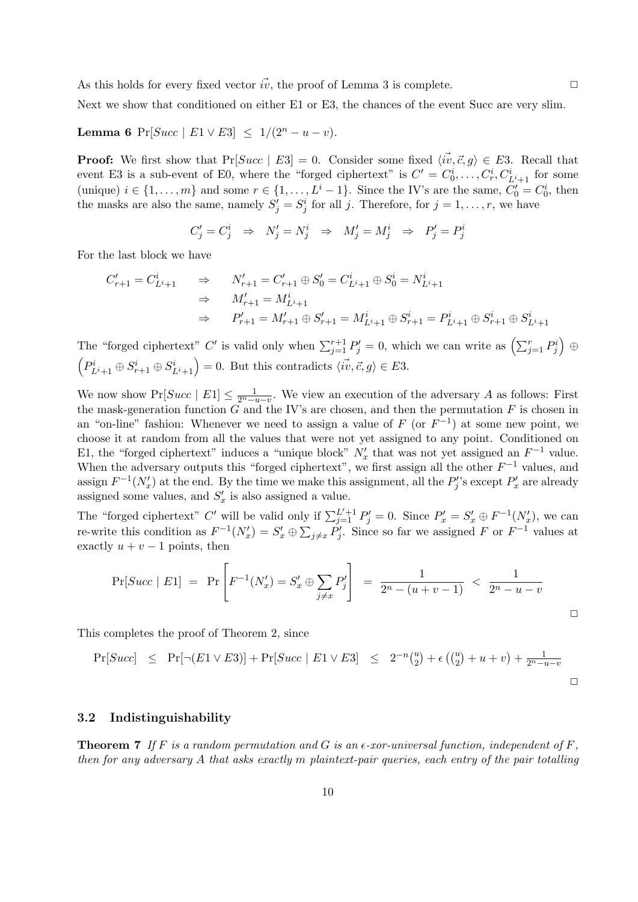As this holds for every fixed vector $\vec{iv}$, the proof of Lemma 3 is complete. □

Next we show that conditioned on either E1 or E3, the chances of the event Succ are very slim.

**Lemma 6** $\Pr[Succ \mid E1 \vee E3] \;\le\; 1/(2^n - u - v)$.

**Proof:** We first show that $\Pr[Succ \mid E3] = 0$. Consider some fixed $\langle \vec{iv}, \vec{c}, g \rangle \in E3$. Recall that event E3 is a sub-event of E0, where the "forged ciphertext" is $C' = C_0^i, \ldots, C_r^i, C_{L^i+1}^i$ for some (unique) $i \in \{1, \ldots, m\}$ and some $r \in \{1, \ldots, L^i - 1\}$. Since the IV's are the same, $C_0' = C_0^i$, then the masks are also the same, namely $S_j' = S_j^i$ for all $j$. Therefore, for $j = 1, \ldots, r$, we have

$$C_j' = C_j^i \;\Rightarrow\; N_j' = N_j^i \;\Rightarrow\; M_j' = M_j^i \;\Rightarrow\; P_j' = P_j^i$$

For the last block we have

$$
\begin{aligned}
C_{r+1}' = C_{L^i+1}^i \quad &\Rightarrow \quad N_{r+1}' = C_{r+1}' \oplus S_0' = C_{L^i+1}^i \oplus S_0^i = N_{L^i+1}^i \\
&\Rightarrow \quad M_{r+1}' = M_{L^i+1}^i \\
&\Rightarrow \quad P_{r+1}' = M_{r+1}' \oplus S_{r+1}' = M_{L^i+1}^i \oplus S_{r+1}^i = P_{L^i+1}^i \oplus S_{r+1}^i \oplus S_{L^i+1}^i
\end{aligned}
$$

The "forged ciphertext" $C'$ is valid only when $\sum_{j=1}^{r+1} P_j' = 0$, which we can write as $\left(\sum_{j=1}^{r} P_j^i\right) \oplus \left(P_{L^i+1}^i \oplus S_{r+1}^i \oplus S_{L^i+1}^i\right) = 0$. But this contradicts $\langle \vec{iv}, \vec{c}, g \rangle \in E3$.

We now show $\Pr[Succ \mid E1] \le \frac{1}{2^n - u - v}$. We view an execution of the adversary $A$ as follows: First the mask-generation function $G$ and the IV's are chosen, and then the permutation $F$ is chosen in an "on-line" fashion: Whenever we need to assign a value of $F$ (or $F^{-1}$) at some new point, we choose it at random from all the values that were not yet assigned to any point. Conditioned on E1, the "forged ciphertext" induces a "unique block" $N_x'$ that was not yet assigned an $F^{-1}$ value. When the adversary outputs this "forged ciphertext", we first assign all the other $F^{-1}$ values, and assign $F^{-1}(N_x')$ at the end. By the time we make this assignment, all the $P_j'$'s except $P_x'$ are already assigned some values, and $S_x'$ is also assigned a value.

The "forged ciphertext" $C'$ will be valid only if $\sum_{j=1}^{L'+1} P_j' = 0$. Since $P_x' = S_x' \oplus F^{-1}(N_x')$, we can re-write this condition as $F^{-1}(N_x') = S_x' \oplus \sum_{j \ne x} P_j'$. Since so far we assigned $F$ or $F^{-1}$ values at exactly $u + v - 1$ points, then

$$\Pr[Succ \mid E1] \;=\; \Pr\left[F^{-1}(N_x') = S_x' \oplus \sum_{j \ne x} P_j'\right] \;=\; \frac{1}{2^n - (u+v-1)} \;<\; \frac{1}{2^n - u - v}$$

□

This completes the proof of Theorem 2, since

$$\Pr[Succ] \;\le\; \Pr[\neg(E1 \vee E3)] + \Pr[Succ \mid E1 \vee E3] \;\le\; 2^{-n}\binom{u}{2} + \epsilon\left(\binom{u}{2} + u + v\right) + \frac{1}{2^n - u - v}$$

□

### 3.2 Indistinguishability

**Theorem 7** *If $F$ is a random permutation and $G$ is an $\epsilon$-xor-universal function, independent of $F$, then for any adversary $A$ that asks exactly $m$ plaintext-pair queries, each entry of the pair totalling*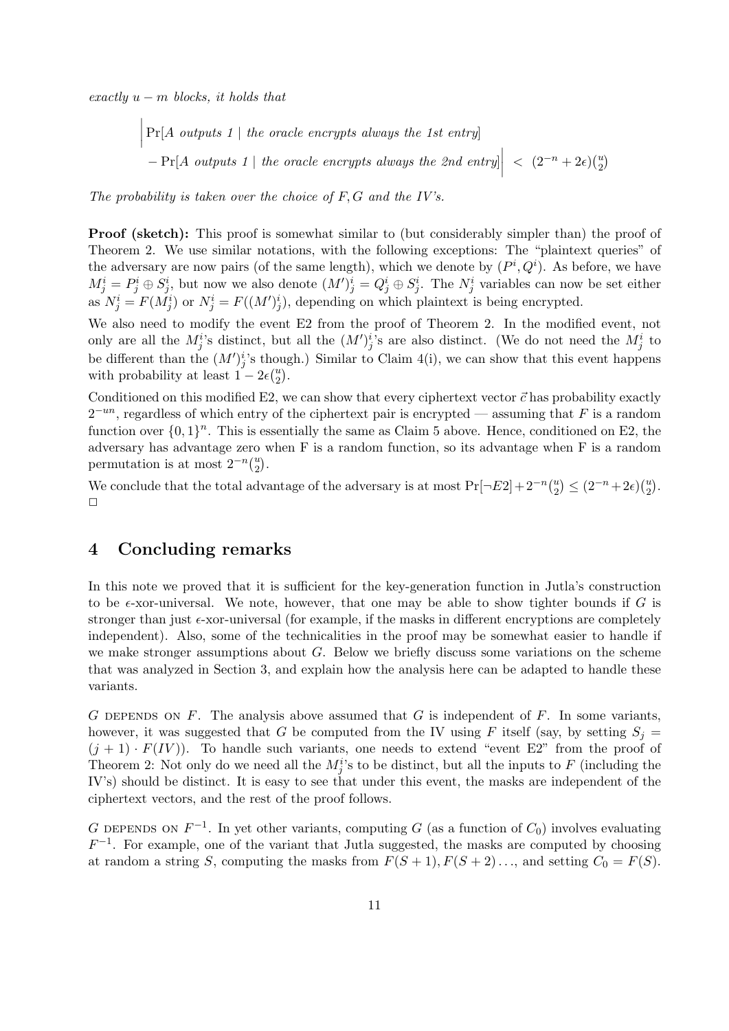*exactly $u - m$ blocks, it holds that*

$$\Big| \Pr[A \text{ outputs 1} \mid \text{the oracle encrypts always the 1st entry}] - \Pr[A \text{ outputs 1} \mid \text{the oracle encrypts always the 2nd entry}] \Big| < (2^{-n} + 2\epsilon)\binom{u}{2}$$

*The probability is taken over the choice of $F, G$ and the IV's.*

**Proof (sketch):** This proof is somewhat similar to (but considerably simpler than) the proof of Theorem 2. We use similar notations, with the following exceptions: The "plaintext queries" of the adversary are now pairs (of the same length), which we denote by $(P^i, Q^i)$. As before, we have $M^i_j = P^i_j \oplus S^i_j$, but now we also denote $(M')^i_j = Q^i_j \oplus S^i_j$. The $N^i_j$ variables can now be set either as $N^i_j = F(M^i_j)$ or $N^i_j = F((M')^i_j)$, depending on which plaintext is being encrypted.

We also need to modify the event E2 from the proof of Theorem 2. In the modified event, not only are all the $M^i_j$'s distinct, but all the $(M')^i_j$'s are also distinct. (We do not need the $M^i_j$ to be different than the $(M')^i_j$'s though.) Similar to Claim 4(i), we can show that this event happens with probability at least $1 - 2\epsilon\binom{u}{2}$.

Conditioned on this modified E2, we can show that every ciphertext vector $\vec{c}$ has probability exactly $2^{-un}$, regardless of which entry of the ciphertext pair is encrypted — assuming that $F$ is a random function over $\{0,1\}^n$. This is essentially the same as Claim 5 above. Hence, conditioned on E2, the adversary has advantage zero when F is a random function, so its advantage when F is a random permutation is at most $2^{-n}\binom{u}{2}$.

We conclude that the total advantage of the adversary is at most $\Pr[\neg E2] + 2^{-n}\binom{u}{2} \leq (2^{-n} + 2\epsilon)\binom{u}{2}$. □

## 4 Concluding remarks

In this note we proved that it is sufficient for the key-generation function in Jutla's construction to be $\epsilon$-xor-universal. We note, however, that one may be able to show tighter bounds if $G$ is stronger than just $\epsilon$-xor-universal (for example, if the masks in different encryptions are completely independent). Also, some of the technicalities in the proof may be somewhat easier to handle if we make stronger assumptions about $G$. Below we briefly discuss some variations on the scheme that was analyzed in Section 3, and explain how the analysis here can be adapted to handle these variants.

$G$ DEPENDS ON $F$. The analysis above assumed that $G$ is independent of $F$. In some variants, however, it was suggested that $G$ be computed from the IV using $F$ itself (say, by setting $S_j = (j+1) \cdot F(IV)$). To handle such variants, one needs to extend "event E2" from the proof of Theorem 2: Not only do we need all the $M^i_j$'s to be distinct, but all the inputs to $F$ (including the IV's) should be distinct. It is easy to see that under this event, the masks are independent of the ciphertext vectors, and the rest of the proof follows.

$G$ DEPENDS ON $F^{-1}$. In yet other variants, computing $G$ (as a function of $C_0$) involves evaluating $F^{-1}$. For example, one of the variant that Jutla suggested, the masks are computed by choosing at random a string $S$, computing the masks from $F(S+1), F(S+2)\ldots$, and setting $C_0 = F(S)$.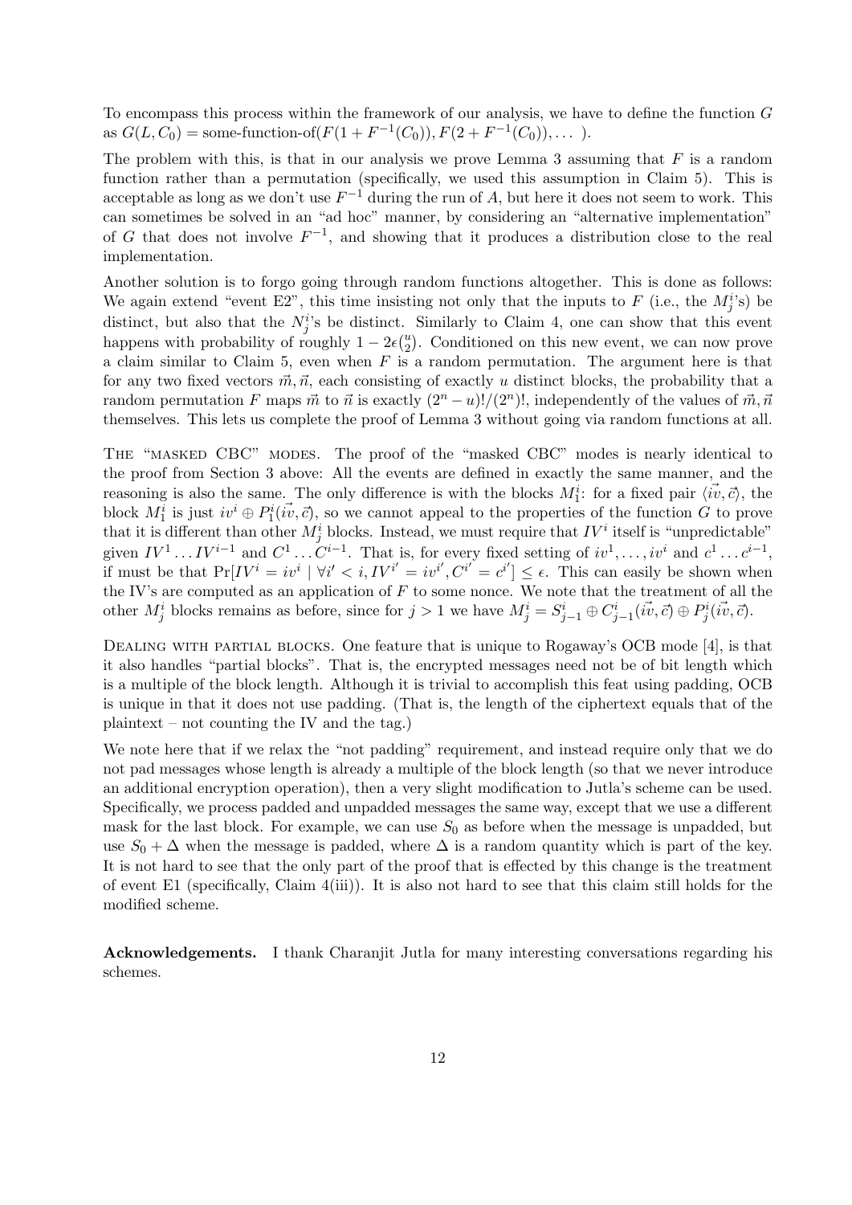To encompass this process within the framework of our analysis, we have to define the function $G$ as $G(L, C_0) = \text{some-function-of}(F(1 + F^{-1}(C_0)), F(2 + F^{-1}(C_0)), \dots)$.

The problem with this, is that in our analysis we prove Lemma 3 assuming that $F$ is a random function rather than a permutation (specifically, we used this assumption in Claim 5). This is acceptable as long as we don't use $F^{-1}$ during the run of $A$, but here it does not seem to work. This can sometimes be solved in an "ad hoc" manner, by considering an "alternative implementation" of $G$ that does not involve $F^{-1}$, and showing that it produces a distribution close to the real implementation.

Another solution is to forgo going through random functions altogether. This is done as follows: We again extend "event E2", this time insisting not only that the inputs to $F$ (i.e., the $M^i_j$'s) be distinct, but also that the $N^i_j$'s be distinct. Similarly to Claim 4, one can show that this event happens with probability of roughly $1 - 2\epsilon\binom{u}{2}$. Conditioned on this new event, we can now prove a claim similar to Claim 5, even when $F$ is a random permutation. The argument here is that for any two fixed vectors $\vec{m}, \vec{n}$, each consisting of exactly $u$ distinct blocks, the probability that a random permutation $F$ maps $\vec{m}$ to $\vec{n}$ is exactly $(2^n - u)!/(2^n)!$, independently of the values of $\vec{m}, \vec{n}$ themselves. This lets us complete the proof of Lemma 3 without going via random functions at all.

THE "MASKED CBC" MODES. The proof of the "masked CBC" modes is nearly identical to the proof from Section 3 above: All the events are defined in exactly the same manner, and the reasoning is also the same. The only difference is with the blocks $M^i_1$: for a fixed pair $\langle \vec{iv}, \vec{c} \rangle$, the block $M^i_1$ is just $iv^i \oplus P^i_1(\vec{iv}, \vec{c})$, so we cannot appeal to the properties of the function $G$ to prove that it is different than other $M^i_j$ blocks. Instead, we must require that $IV^i$ itself is "unpredictable" given $IV^1 \dots IV^{i-1}$ and $C^1 \dots C^{i-1}$. That is, for every fixed setting of $iv^1, \dots, iv^i$ and $c^1 \dots c^{i-1}$, if must be that $\Pr[IV^i = iv^i \mid \forall i' < i, IV^{i'} = iv^{i'}, C^{i'} = c^{i'}] \le \epsilon$. This can easily be shown when the IV's are computed as an application of $F$ to some nonce. We note that the treatment of all the other $M^i_j$ blocks remains as before, since for $j > 1$ we have $M^i_j = S^i_{j-1} \oplus C^i_{j-1}(\vec{iv}, \vec{c}) \oplus P^i_j(\vec{iv}, \vec{c})$.

DEALING WITH PARTIAL BLOCKS. One feature that is unique to Rogaway's OCB mode [4], is that it also handles "partial blocks". That is, the encrypted messages need not be of bit length which is a multiple of the block length. Although it is trivial to accomplish this feat using padding, OCB is unique in that it does not use padding. (That is, the length of the ciphertext equals that of the plaintext – not counting the IV and the tag.)

We note here that if we relax the "not padding" requirement, and instead require only that we do not pad messages whose length is already a multiple of the block length (so that we never introduce an additional encryption operation), then a very slight modification to Jutla's scheme can be used. Specifically, we process padded and unpadded messages the same way, except that we use a different mask for the last block. For example, we can use $S_0$ as before when the message is unpadded, but use $S_0 + \Delta$ when the message is padded, where $\Delta$ is a random quantity which is part of the key. It is not hard to see that the only part of the proof that is effected by this change is the treatment of event E1 (specifically, Claim 4(iii)). It is also not hard to see that this claim still holds for the modified scheme.

**Acknowledgements.** I thank Charanjit Jutla for many interesting conversations regarding his schemes.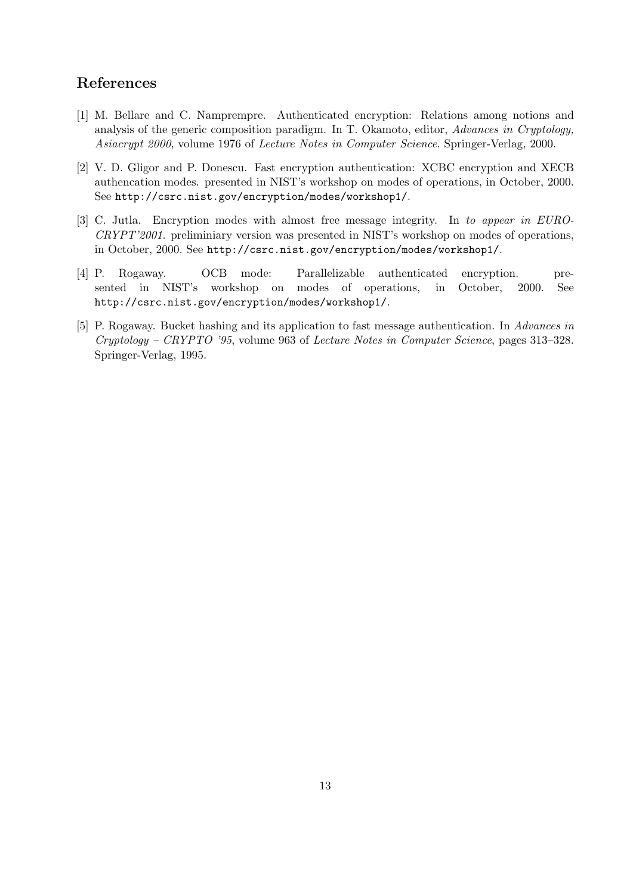## References

[1] M. Bellare and C. Namprempre. Authenticated encryption: Relations among notions and analysis of the generic composition paradigm. In T. Okamoto, editor, *Advances in Cryptology, Asiacrypt 2000*, volume 1976 of *Lecture Notes in Computer Science*. Springer-Verlag, 2000.

[2] V. D. Gligor and P. Donescu. Fast encryption authentication: XCBC encryption and XECB authencation modes. presented in NIST's workshop on modes of operations, in October, 2000. See http://csrc.nist.gov/encryption/modes/workshop1/.

[3] C. Jutla. Encryption modes with almost free message integrity. In *to appear in EURO-CRYPT'2001*. preliminiary version was presented in NIST's workshop on modes of operations, in October, 2000. See http://csrc.nist.gov/encryption/modes/workshop1/.

[4] P. Rogaway. OCB mode: Parallelizable authenticated encryption. presented in NIST's workshop on modes of operations, in October, 2000. See http://csrc.nist.gov/encryption/modes/workshop1/.

[5] P. Rogaway. Bucket hashing and its application to fast message authentication. In *Advances in Cryptology – CRYPTO '95*, volume 963 of *Lecture Notes in Computer Science*, pages 313–328. Springer-Verlag, 1995.